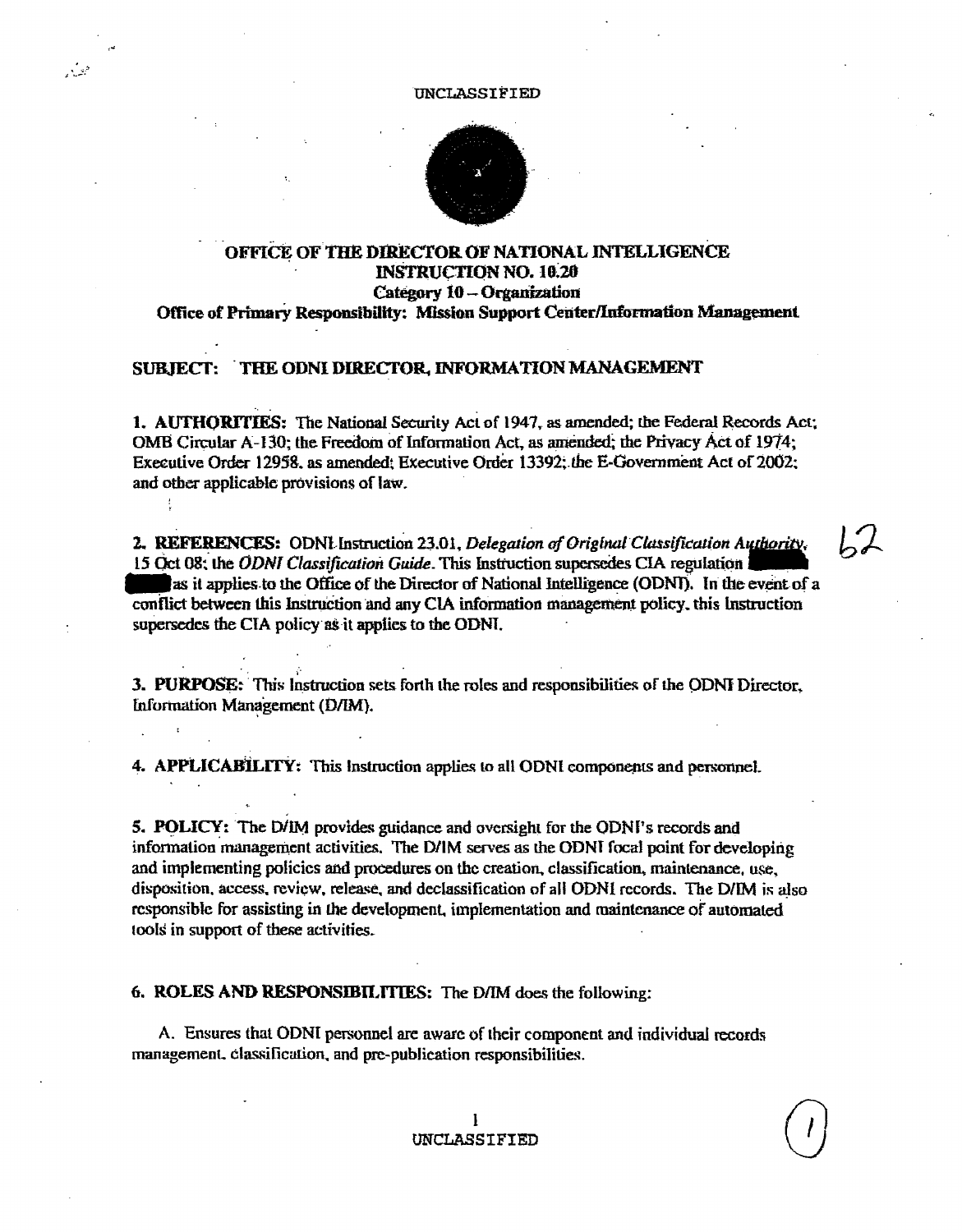UNCLASSIFIED

# OFFICE OF THE DIRECTOR OF NATIONAL INTELLIGENCE
## INSTRUCTION NO. 10.20
### Category 10 – Organization
### Office of Primary Responsibility: Mission Support Center/Information Management

**SUBJECT: THE ODNI DIRECTOR, INFORMATION MANAGEMENT**

**1. AUTHORITIES:** The National Security Act of 1947, as amended; the Federal Records Act; OMB Circular A-130; the Freedom of Information Act, as amended; the Privacy Act of 1974; Executive Order 12958, as amended; Executive Order 13392; the E-Government Act of 2002; and other applicable provisions of law.

**2. REFERENCES:** ODNI Instruction 23.01, *Delegation of Original Classification Authority*, 15 Oct 08; the *ODNI Classification Guide*. This Instruction supersedes CIA regulation [redacted] as it applies to the Office of the Director of National Intelligence (ODNI). In the event of a conflict between this Instruction and any CIA information management policy, this Instruction supersedes the CIA policy as it applies to the ODNI.

b2

**3. PURPOSE:** This Instruction sets forth the roles and responsibilities of the ODNI Director, Information Management (D/IM).

**4. APPLICABILITY:** This Instruction applies to all ODNI components and personnel.

**5. POLICY:** The D/IM provides guidance and oversight for the ODNI's records and information management activities. The D/IM serves as the ODNI focal point for developing and implementing policies and procedures on the creation, classification, maintenance, use, disposition, access, review, release, and declassification of all ODNI records. The D/IM is also responsible for assisting in the development, implementation and maintenance of automated tools in support of these activities.

**6. ROLES AND RESPONSIBILITIES:** The D/IM does the following:

A. Ensures that ODNI personnel are aware of their component and individual records management, classification, and pre-publication responsibilities.

UNCLASSIFIED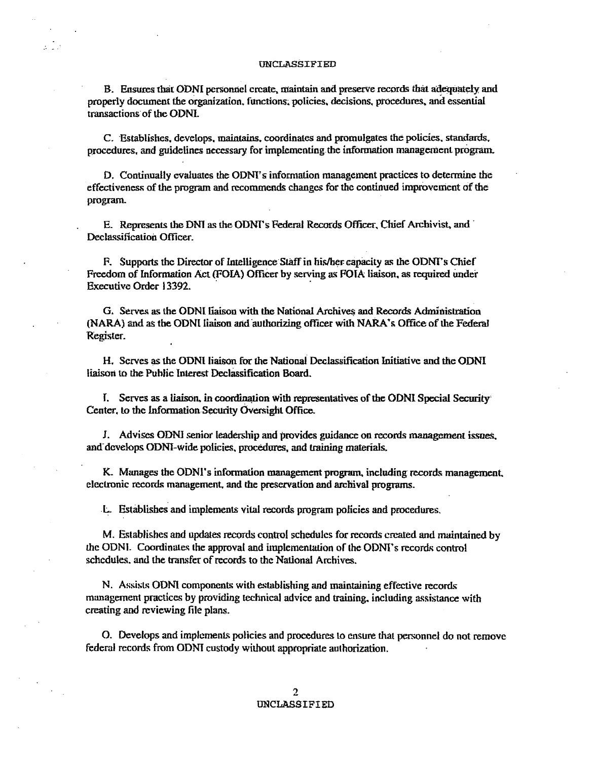B. Ensures that ODNI personnel create, maintain and preserve records that adequately and properly document the organization, functions, policies, decisions, procedures, and essential transactions of the ODNI.

C. Establishes, develops, maintains, coordinates and promulgates the policies, standards, procedures, and guidelines necessary for implementing the information management program.

D. Continually evaluates the ODNI's information management practices to determine the effectiveness of the program and recommends changes for the continued improvement of the program.

E. Represents the DNI as the ODNI's Federal Records Officer, Chief Archivist, and Declassification Officer.

F. Supports the Director of Intelligence Staff in his/her capacity as the ODNI's Chief Freedom of Information Act (FOIA) Officer by serving as FOIA liaison, as required under Executive Order 13392.

G. Serves as the ODNI liaison with the National Archives and Records Administration (NARA) and as the ODNI liaison and authorizing officer with NARA's Office of the Federal Register.

H. Serves as the ODNI liaison for the National Declassification Initiative and the ODNI liaison to the Public Interest Declassification Board.

I. Serves as a liaison, in coordination with representatives of the ODNI Special Security Center, to the Information Security Oversight Office.

J. Advises ODNI senior leadership and provides guidance on records management issues, and develops ODNI-wide policies, procedures, and training materials.

K. Manages the ODNI's information management program, including records management, electronic records management, and the preservation and archival programs.

L. Establishes and implements vital records program policies and procedures.

M. Establishes and updates records control schedules for records created and maintained by the ODNI. Coordinates the approval and implementation of the ODNI's records control schedules, and the transfer of records to the National Archives.

N. Assists ODNI components with establishing and maintaining effective records management practices by providing technical advice and training, including assistance with creating and reviewing file plans.

O. Develops and implements policies and procedures to ensure that personnel do not remove federal records from ODNI custody without appropriate authorization.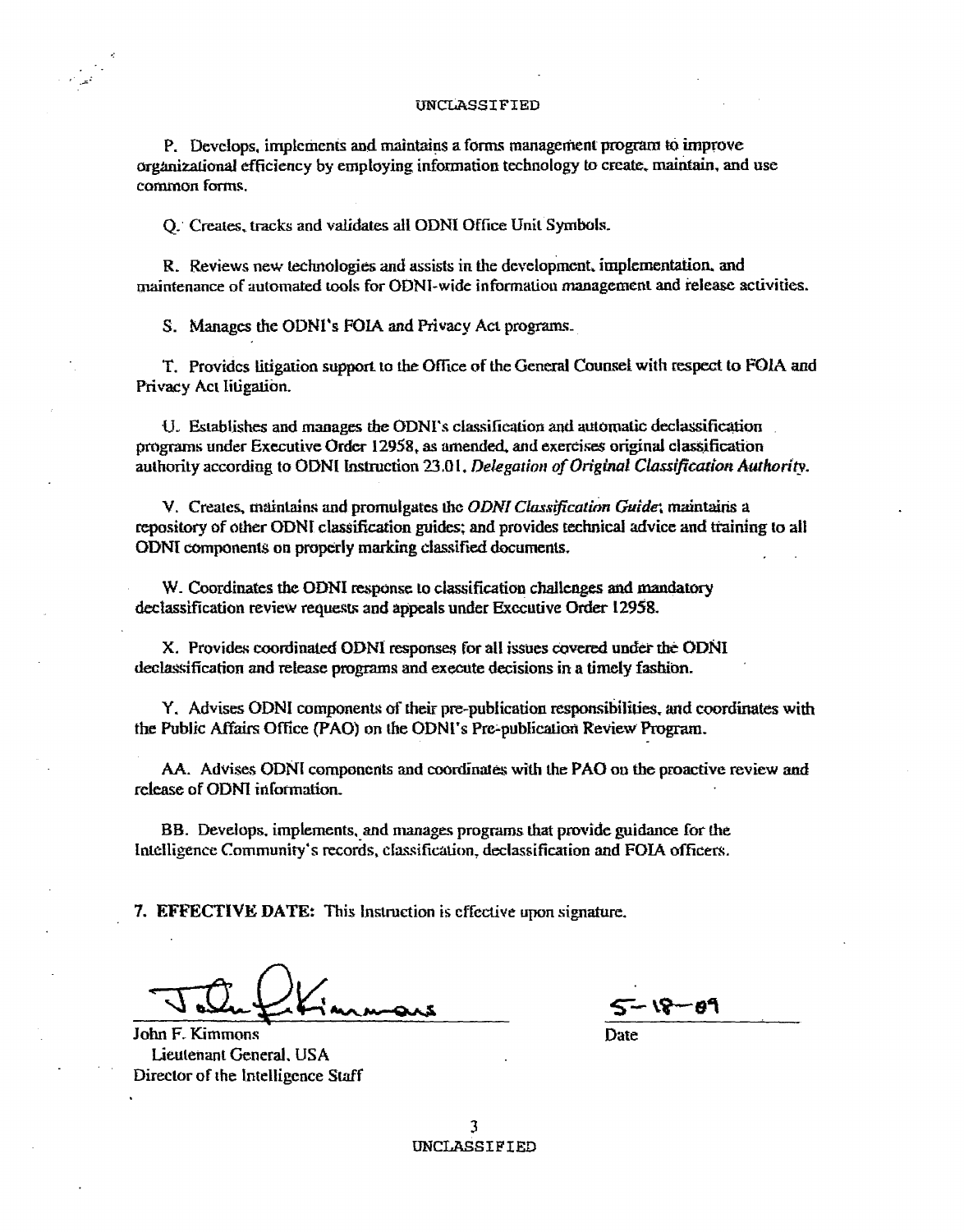UNCLASSIFIED

P. Develops, implements and maintains a forms management program to improve organizational efficiency by employing information technology to create, maintain, and use common forms.

Q. Creates, tracks and validates all ODNI Office Unit Symbols.

R. Reviews new technologies and assists in the development, implementation, and maintenance of automated tools for ODNI-wide information management and release activities.

S. Manages the ODNI's FOIA and Privacy Act programs.

T. Provides litigation support to the Office of the General Counsel with respect to FOIA and Privacy Act litigation.

U. Establishes and manages the ODNI's classification and automatic declassification programs under Executive Order 12958, as amended, and exercises original classification authority according to ODNI Instruction 23.01, *Delegation of Original Classification Authority*.

V. Creates, maintains and promulgates the *ODNI Classification Guide*; maintains a repository of other ODNI classification guides; and provides technical advice and training to all ODNI components on properly marking classified documents.

W. Coordinates the ODNI response to classification challenges and mandatory declassification review requests and appeals under Executive Order 12958.

X. Provides coordinated ODNI responses for all issues covered under the ODNI declassification and release programs and execute decisions in a timely fashion.

Y. Advises ODNI components of their pre-publication responsibilities, and coordinates with the Public Affairs Office (PAO) on the ODNI's Pre-publication Review Program.

AA. Advises ODNI components and coordinates with the PAO on the proactive review and release of ODNI information.

BB. Develops, implements, and manages programs that provide guidance for the Intelligence Community's records, classification, declassification and FOIA officers.

**7. EFFECTIVE DATE:** This Instruction is effective upon signature.

John F. Kimmons
Lieutenant General, USA
Director of the Intelligence Staff

5-18-09
Date

UNCLASSIFIED